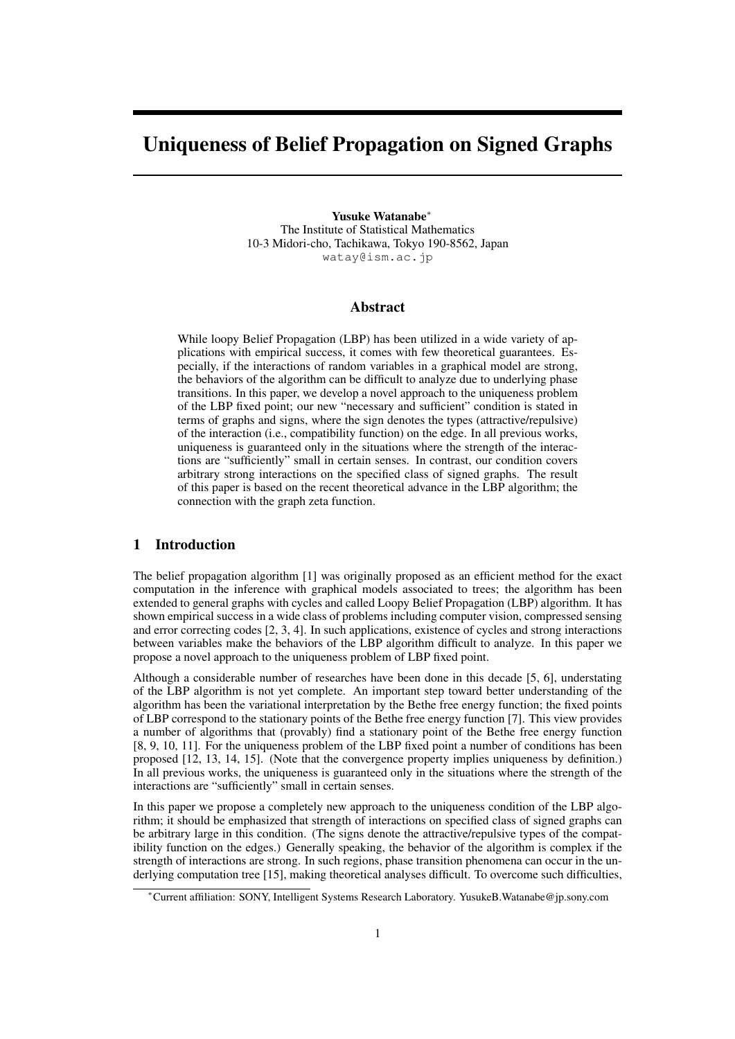# Uniqueness of Belief Propagation on Signed Graphs

**Yusuke Watanabe***
The Institute of Statistical Mathematics
10-3 Midori-cho, Tachikawa, Tokyo 190-8562, Japan
watay@ism.ac.jp

## Abstract

While loopy Belief Propagation (LBP) has been utilized in a wide variety of applications with empirical success, it comes with few theoretical guarantees. Especially, if the interactions of random variables in a graphical model are strong, the behaviors of the algorithm can be difficult to analyze due to underlying phase transitions. In this paper, we develop a novel approach to the uniqueness problem of the LBP fixed point; our new "necessary and sufficient" condition is stated in terms of graphs and signs, where the sign denotes the types (attractive/repulsive) of the interaction (i.e., compatibility function) on the edge. In all previous works, uniqueness is guaranteed only in the situations where the strength of the interactions are "sufficiently" small in certain senses. In contrast, our condition covers arbitrary strong interactions on the specified class of signed graphs. The result of this paper is based on the recent theoretical advance in the LBP algorithm; the connection with the graph zeta function.

## 1 Introduction

The belief propagation algorithm [1] was originally proposed as an efficient method for the exact computation in the inference with graphical models associated to trees; the algorithm has been extended to general graphs with cycles and called Loopy Belief Propagation (LBP) algorithm. It has shown empirical success in a wide class of problems including computer vision, compressed sensing and error correcting codes [2, 3, 4]. In such applications, existence of cycles and strong interactions between variables make the behaviors of the LBP algorithm difficult to analyze. In this paper we propose a novel approach to the uniqueness problem of LBP fixed point.

Although a considerable number of researches have been done in this decade [5, 6], understating of the LBP algorithm is not yet complete. An important step toward better understanding of the algorithm has been the variational interpretation by the Bethe free energy function; the fixed points of LBP correspond to the stationary points of the Bethe free energy function [7]. This view provides a number of algorithms that (provably) find a stationary point of the Bethe free energy function [8, 9, 10, 11]. For the uniqueness problem of the LBP fixed point a number of conditions has been proposed [12, 13, 14, 15]. (Note that the convergence property implies uniqueness by definition.) In all previous works, the uniqueness is guaranteed only in the situations where the strength of the interactions are "sufficiently" small in certain senses.

In this paper we propose a completely new approach to the uniqueness condition of the LBP algorithm; it should be emphasized that strength of interactions on specified class of signed graphs can be arbitrary large in this condition. (The signs denote the attractive/repulsive types of the compatibility function on the edges.) Generally speaking, the behavior of the algorithm is complex if the strength of interactions are strong. In such regions, phase transition phenomena can occur in the underlying computation tree [15], making theoretical analyses difficult. To overcome such difficulties,

*Current affiliation: SONY, Intelligent Systems Research Laboratory. YusukeB.Watanabe@jp.sony.com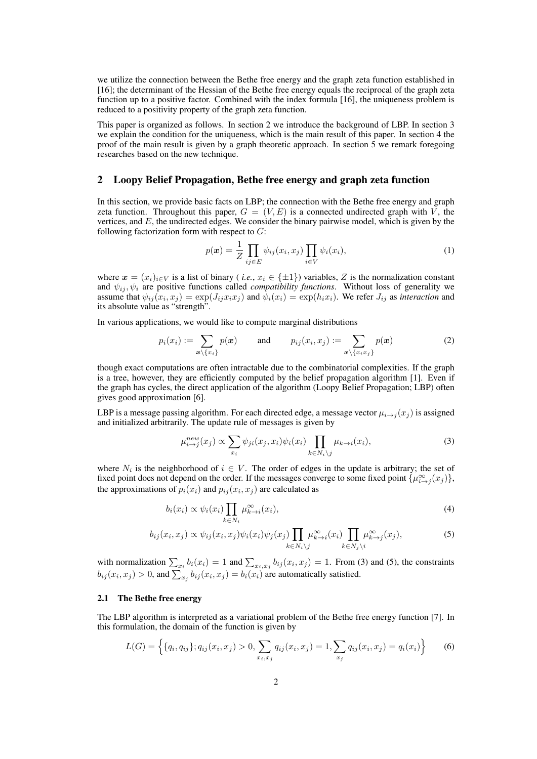we utilize the connection between the Bethe free energy and the graph zeta function established in [16]; the determinant of the Hessian of the Bethe free energy equals the reciprocal of the graph zeta function up to a positive factor. Combined with the index formula [16], the uniqueness problem is reduced to a positivity property of the graph zeta function.

This paper is organized as follows. In section 2 we introduce the background of LBP. In section 3 we explain the condition for the uniqueness, which is the main result of this paper. In section 4 the proof of the main result is given by a graph theoretic approach. In section 5 we remark foregoing researches based on the new technique.

## 2 Loopy Belief Propagation, Bethe free energy and graph zeta function

In this section, we provide basic facts on LBP; the connection with the Bethe free energy and graph zeta function. Throughout this paper, $G = (V, E)$ is a connected undirected graph with $V$, the vertices, and $E$, the undirected edges. We consider the binary pairwise model, which is given by the following factorization form with respect to $G$:

$$p(\boldsymbol{x}) = \frac{1}{Z} \prod_{ij \in E} \psi_{ij}(x_i, x_j) \prod_{i \in V} \psi_i(x_i), \tag{1}$$

where $\boldsymbol{x} = (x_i)_{i \in V}$ is a list of binary ( *i.e.*, $x_i \in \{\pm 1\}$) variables, $Z$ is the normalization constant and $\psi_{ij}, \psi_i$ are positive functions called *compatibility functions*. Without loss of generality we assume that $\psi_{ij}(x_i, x_j) = \exp(J_{ij} x_i x_j)$ and $\psi_i(x_i) = \exp(h_i x_i)$. We refer $J_{ij}$ as *interaction* and its absolute value as "strength".

In various applications, we would like to compute marginal distributions

$$p_i(x_i) := \sum_{\boldsymbol{x} \setminus \{x_i\}} p(\boldsymbol{x}) \qquad \text{and} \qquad p_{ij}(x_i, x_j) := \sum_{\boldsymbol{x} \setminus \{x_i x_j\}} p(\boldsymbol{x}) \tag{2}$$

though exact computations are often intractable due to the combinatorial complexities. If the graph is a tree, however, they are efficiently computed by the belief propagation algorithm [1]. Even if the graph has cycles, the direct application of the algorithm (Loopy Belief Propagation; LBP) often gives good approximation [6].

LBP is a message passing algorithm. For each directed edge, a message vector $\mu_{i \to j}(x_j)$ is assigned and initialized arbitrarily. The update rule of messages is given by

$$\mu_{i \to j}^{new}(x_j) \propto \sum_{x_i} \psi_{ji}(x_j, x_i) \psi_i(x_i) \prod_{k \in N_i \setminus j} \mu_{k \to i}(x_i), \tag{3}$$

where $N_i$ is the neighborhood of $i \in V$. The order of edges in the update is arbitrary; the set of fixed point does not depend on the order. If the messages converge to some fixed point $\{\mu_{i \to j}^{\infty}(x_j)\}$, the approximations of $p_i(x_i)$ and $p_{ij}(x_i, x_j)$ are calculated as

$$b_i(x_i) \propto \psi_i(x_i) \prod_{k \in N_i} \mu_{k \to i}^{\infty}(x_i), \tag{4}$$

$$b_{ij}(x_i, x_j) \propto \psi_{ij}(x_i, x_j) \psi_i(x_i) \psi_j(x_j) \prod_{k \in N_i \setminus j} \mu_{k \to i}^{\infty}(x_i) \prod_{k \in N_j \setminus i} \mu_{k \to j}^{\infty}(x_j), \tag{5}$$

with normalization $\sum_{x_i} b_i(x_i) = 1$ and $\sum_{x_i, x_j} b_{ij}(x_i, x_j) = 1$. From (3) and (5), the constraints $b_{ij}(x_i, x_j) > 0$, and $\sum_{x_j} b_{ij}(x_i, x_j) = b_i(x_i)$ are automatically satisfied.

### 2.1 The Bethe free energy

The LBP algorithm is interpreted as a variational problem of the Bethe free energy function [7]. In this formulation, the domain of the function is given by

$$L(G) = \Big\{ \{q_i, q_{ij}\}; q_{ij}(x_i, x_j) > 0, \sum_{x_i, x_j} q_{ij}(x_i, x_j) = 1, \sum_{x_j} q_{ij}(x_i, x_j) = q_i(x_i) \Big\} \tag{6}$$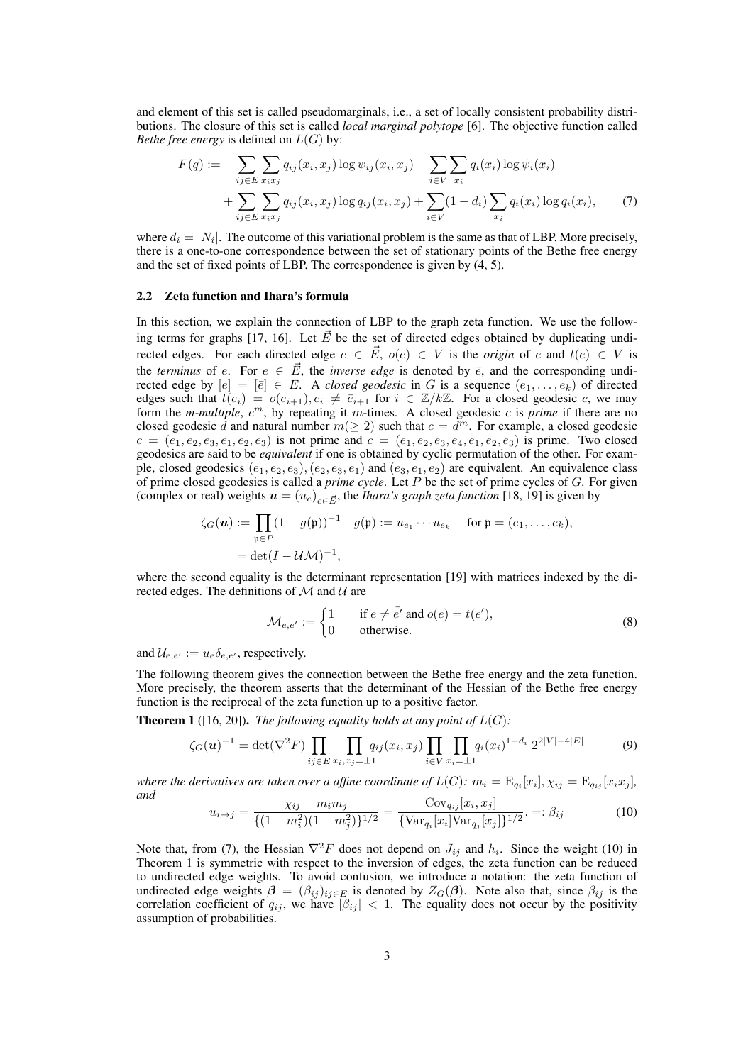and element of this set is called pseudomarginals, i.e., a set of locally consistent probability distributions. The closure of this set is called *local marginal polytope* [6]. The objective function called *Bethe free energy* is defined on $L(G)$ by:

$$
\begin{aligned}
F(q) := &- \sum_{ij \in E} \sum_{x_i x_j} q_{ij}(x_i, x_j) \log \psi_{ij}(x_i, x_j) - \sum_{i \in V} \sum_{x_i} q_i(x_i) \log \psi_i(x_i) \\
&+ \sum_{ij \in E} \sum_{x_i x_j} q_{ij}(x_i, x_j) \log q_{ij}(x_i, x_j) + \sum_{i \in V} (1 - d_i) \sum_{x_i} q_i(x_i) \log q_i(x_i), \qquad (7)
\end{aligned}
$$

where $d_i = |N_i|$. The outcome of this variational problem is the same as that of LBP. More precisely, there is a one-to-one correspondence between the set of stationary points of the Bethe free energy and the set of fixed points of LBP. The correspondence is given by (4, 5).

### 2.2 Zeta function and Ihara's formula

In this section, we explain the connection of LBP to the graph zeta function. We use the following terms for graphs [17, 16]. Let $\vec{E}$ be the set of directed edges obtained by duplicating undirected edges. For each directed edge $e \in \vec{E}$, $o(e) \in V$ is the *origin* of $e$ and $t(e) \in V$ is the *terminus* of $e$. For $e \in \vec{E}$, the *inverse edge* is denoted by $\bar{e}$, and the corresponding undirected edge by $[e] = [\bar{e}] \in E$. A *closed geodesic* in $G$ is a sequence $(e_1, \ldots, e_k)$ of directed edges such that $t(e_i) = o(e_{i+1}), e_i \neq \bar{e}_{i+1}$ for $i \in \mathbb{Z}/k\mathbb{Z}$. For a closed geodesic $c$, we may form the *m-multiple*, $c^m$, by repeating it $m$-times. A closed geodesic $c$ is *prime* if there are no closed geodesic $d$ and natural number $m (\geq 2)$ such that $c = d^m$. For example, a closed geodesic $c = (e_1, e_2, e_3, e_1, e_2, e_3)$ is not prime and $c = (e_1, e_2, e_3, e_4, e_1, e_2, e_3)$ is prime. Two closed geodesics are said to be *equivalent* if one is obtained by cyclic permutation of the other. For example, closed geodesics $(e_1, e_2, e_3), (e_2, e_3, e_1)$ and $(e_3, e_1, e_2)$ are equivalent. An equivalence class of prime closed geodesics is called a *prime cycle*. Let $P$ be the set of prime cycles of $G$. For given (complex or real) weights $\boldsymbol{u} = (u_e)_{e \in \vec{E}}$, the *Ihara's graph zeta function* [18, 19] is given by

$$
\begin{aligned}
\zeta_G(\boldsymbol{u}) &:= \prod_{\mathfrak{p} \in P} (1 - g(\mathfrak{p}))^{-1} \quad g(\mathfrak{p}) := u_{e_1} \cdots u_{e_k} \quad \text{for } \mathfrak{p} = (e_1, \ldots, e_k), \\
&= \det(I - \mathcal{U}\mathcal{M})^{-1},
\end{aligned}
$$

where the second equality is the determinant representation [19] with matrices indexed by the directed edges. The definitions of $\mathcal{M}$ and $\mathcal{U}$ are

$$
\mathcal{M}_{e,e'} := \begin{cases} 1 & \text{if } e \neq \bar{e'} \text{ and } o(e) = t(e'), \\ 0 & \text{otherwise.} \end{cases} \qquad (8)
$$

and $\mathcal{U}_{e,e'} := u_e \delta_{e,e'}$, respectively.

The following theorem gives the connection between the Bethe free energy and the zeta function. More precisely, the theorem asserts that the determinant of the Hessian of the Bethe free energy function is the reciprocal of the zeta function up to a positive factor.

**Theorem 1** ([16, 20]). *The following equality holds at any point of $L(G)$:*

$$
\zeta_G(\boldsymbol{u})^{-1} = \det(\nabla^2 F) \prod_{ij \in E} \prod_{x_i, x_j = \pm 1} q_{ij}(x_i, x_j) \prod_{i \in V} \prod_{x_i = \pm 1} q_i(x_i)^{1 - d_i} \, 2^{2|V| + 4|E|} \qquad (9)
$$

*where the derivatives are taken over a affine coordinate of $L(G)$: $m_i = \mathrm{E}_{q_i}[x_i], \chi_{ij} = \mathrm{E}_{q_{ij}}[x_i x_j]$, and*

$$
u_{i \to j} = \frac{\chi_{ij} - m_i m_j}{\{(1 - m_i^2)(1 - m_j^2)\}^{1/2}} = \frac{\mathrm{Cov}_{q_{ij}}[x_i, x_j]}{\{\mathrm{Var}_{q_i}[x_i] \mathrm{Var}_{q_j}[x_j]\}^{1/2}}. =: \beta_{ij} \qquad (10)
$$

Note that, from (7), the Hessian $\nabla^2 F$ does not depend on $J_{ij}$ and $h_i$. Since the weight (10) in Theorem 1 is symmetric with respect to the inversion of edges, the zeta function can be reduced to undirected edge weights. To avoid confusion, we introduce a notation: the zeta function of undirected edge weights $\boldsymbol{\beta} = (\beta_{ij})_{ij \in E}$ is denoted by $Z_G(\boldsymbol{\beta})$. Note also that, since $\beta_{ij}$ is the correlation coefficient of $q_{ij}$, we have $|\beta_{ij}| < 1$. The equality does not occur by the positivity assumption of probabilities.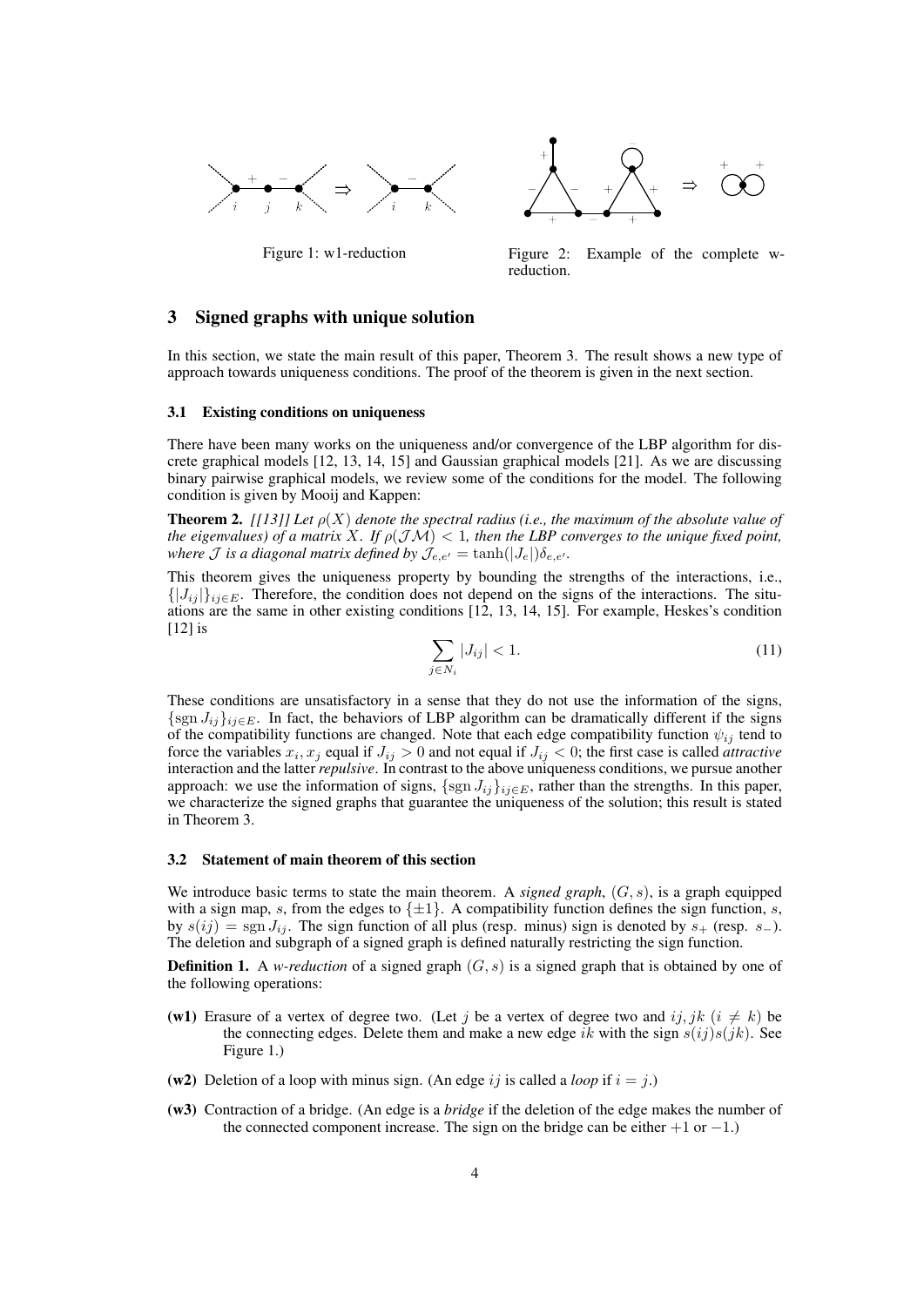Figure 1: w1-reduction

Figure 2: Example of the complete w-reduction.

## 3 Signed graphs with unique solution

In this section, we state the main result of this paper, Theorem 3. The result shows a new type of approach towards uniqueness conditions. The proof of the theorem is given in the next section.

### 3.1 Existing conditions on uniqueness

There have been many works on the uniqueness and/or convergence of the LBP algorithm for discrete graphical models [12, 13, 14, 15] and Gaussian graphical models [21]. As we are discussing binary pairwise graphical models, we review some of the conditions for the model. The following condition is given by Mooij and Kappen:

**Theorem 2.** *[[13]] Let $\rho(X)$ denote the spectral radius (i.e., the maximum of the absolute value of the eigenvalues) of a matrix $X$. If $\rho(\mathcal{J}\mathcal{M}) < 1$, then the LBP converges to the unique fixed point, where $\mathcal{J}$ is a diagonal matrix defined by $\mathcal{J}_{e,e'} = \tanh(|J_e|)\delta_{e,e'}$.*

This theorem gives the uniqueness property by bounding the strengths of the interactions, i.e., $\{|J_{ij}|\}_{ij\in E}$. Therefore, the condition does not depend on the signs of the interactions. The situations are the same in other existing conditions [12, 13, 14, 15]. For example, Heskes's condition [12] is

$$\sum_{j\in N_i} |J_{ij}| < 1. \tag{11}$$

These conditions are unsatisfactory in a sense that they do not use the information of the signs, $\{\operatorname{sgn} J_{ij}\}_{ij\in E}$. In fact, the behaviors of LBP algorithm can be dramatically different if the signs of the compatibility functions are changed. Note that each edge compatibility function $\psi_{ij}$ tend to force the variables $x_i, x_j$ equal if $J_{ij} > 0$ and not equal if $J_{ij} < 0$; the first case is called *attractive* interaction and the latter *repulsive*. In contrast to the above uniqueness conditions, we pursue another approach: we use the information of signs, $\{\operatorname{sgn} J_{ij}\}_{ij\in E}$, rather than the strengths. In this paper, we characterize the signed graphs that guarantee the uniqueness of the solution; this result is stated in Theorem 3.

### 3.2 Statement of main theorem of this section

We introduce basic terms to state the main theorem. A *signed graph*, $(G, s)$, is a graph equipped with a sign map, $s$, from the edges to $\{\pm 1\}$. A compatibility function defines the sign function, $s$, by $s(ij) = \operatorname{sgn} J_{ij}$. The sign function of all plus (resp. minus) sign is denoted by $s_+$ (resp. $s_-$). The deletion and subgraph of a signed graph is defined naturally restricting the sign function.

**Definition 1.** A *w-reduction* of a signed graph $(G, s)$ is a signed graph that is obtained by one of the following operations:

- **(w1)** Erasure of a vertex of degree two. (Let $j$ be a vertex of degree two and $ij, jk$ $(i \neq k)$ be the connecting edges. Delete them and make a new edge $ik$ with the sign $s(ij)s(jk)$. See Figure 1.)
- **(w2)** Deletion of a loop with minus sign. (An edge $ij$ is called a *loop* if $i = j$.)
- **(w3)** Contraction of a bridge. (An edge is a *bridge* if the deletion of the edge makes the number of the connected component increase. The sign on the bridge can be either $+1$ or $-1$.)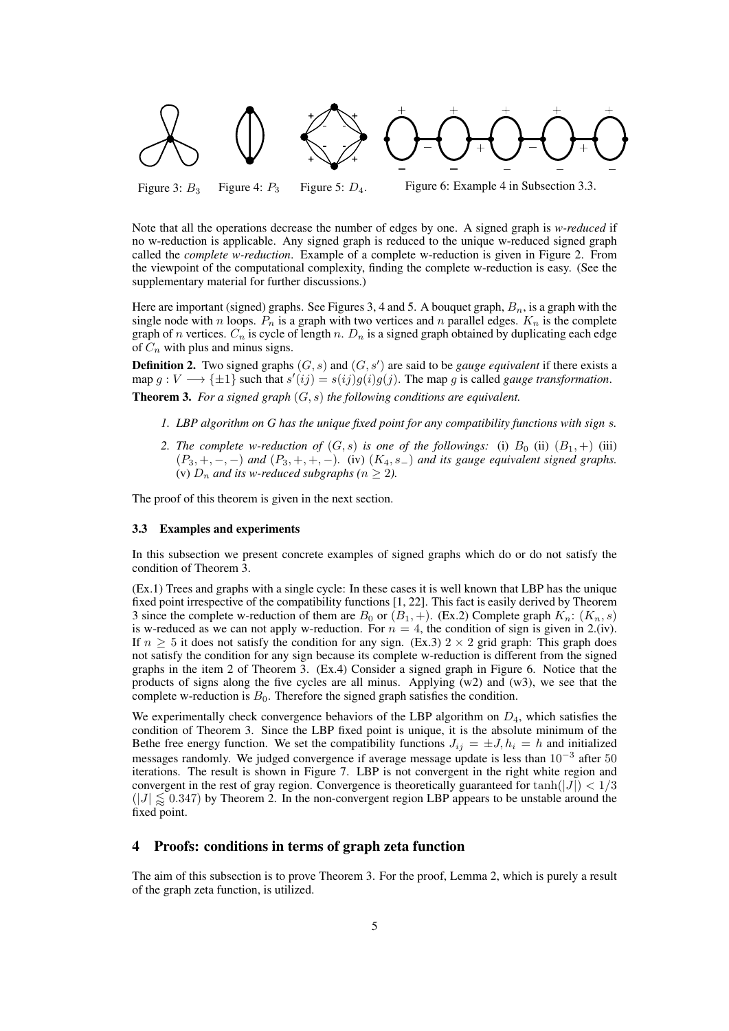Figure 3: $B_3$ Figure 4: $P_3$ Figure 5: $D_4$. Figure 6: Example 4 in Subsection 3.3.

Note that all the operations decrease the number of edges by one. A signed graph is *w-reduced* if no w-reduction is applicable. Any signed graph is reduced to the unique w-reduced signed graph called the *complete w-reduction*. Example of a complete w-reduction is given in Figure 2. From the viewpoint of the computational complexity, finding the complete w-reduction is easy. (See the supplementary material for further discussions.)

Here are important (signed) graphs. See Figures 3, 4 and 5. A bouquet graph, $B_n$, is a graph with the single node with $n$ loops. $P_n$ is a graph with two vertices and $n$ parallel edges. $K_n$ is the complete graph of $n$ vertices. $C_n$ is cycle of length $n$. $D_n$ is a signed graph obtained by duplicating each edge of $C_n$ with plus and minus signs.

**Definition 2.** Two signed graphs $(G, s)$ and $(G, s')$ are said to be *gauge equivalent* if there exists a map $g : V \longrightarrow \{\pm 1\}$ such that $s'(ij) = s(ij)g(i)g(j)$. The map $g$ is called *gauge transformation*.

**Theorem 3.** *For a signed graph $(G, s)$ the following conditions are equivalent.*

1. *LBP algorithm on G has the unique fixed point for any compatibility functions with sign s.*
2. *The complete w-reduction of $(G, s)$ is one of the followings:* (i) $B_0$ (ii) $(B_1, +)$ (iii) $(P_3, +, -, -)$ *and* $(P_3, +, +, -)$. (iv) $(K_4, s_-)$ *and its gauge equivalent signed graphs.* (v) $D_n$ *and its w-reduced subgraphs* ($n \geq 2$)*.*

The proof of this theorem is given in the next section.

### 3.3 Examples and experiments

In this subsection we present concrete examples of signed graphs which do or do not satisfy the condition of Theorem 3.

(Ex.1) Trees and graphs with a single cycle: In these cases it is well known that LBP has the unique fixed point irrespective of the compatibility functions [1, 22]. This fact is easily derived by Theorem 3 since the complete w-reduction of them are $B_0$ or $(B_1, +)$. (Ex.2) Complete graph $K_n$: $(K_n, s)$ is w-reduced as we can not apply w-reduction. For $n = 4$, the condition of sign is given in 2.(iv). If $n \geq 5$ it does not satisfy the condition for any sign. (Ex.3) $2 \times 2$ grid graph: This graph does not satisfy the condition for any sign because its complete w-reduction is different from the signed graphs in the item 2 of Theorem 3. (Ex.4) Consider a signed graph in Figure 6. Notice that the products of signs along the five cycles are all minus. Applying (w2) and (w3), we see that the complete w-reduction is $B_0$. Therefore the signed graph satisfies the condition.

We experimentally check convergence behaviors of the LBP algorithm on $D_4$, which satisfies the condition of Theorem 3. Since the LBP fixed point is unique, it is the absolute minimum of the Bethe free energy function. We set the compatibility functions $J_{ij} = \pm J, h_i = h$ and initialized messages randomly. We judged convergence if average message update is less than $10^{-3}$ after 50 iterations. The result is shown in Figure 7. LBP is not convergent in the right white region and convergent in the rest of gray region. Convergence is theoretically guaranteed for $\tanh(|J|) < 1/3$ ($|J| \lessapprox 0.347$) by Theorem 2. In the non-convergent region LBP appears to be unstable around the fixed point.

## 4 Proofs: conditions in terms of graph zeta function

The aim of this subsection is to prove Theorem 3. For the proof, Lemma 2, which is purely a result of the graph zeta function, is utilized.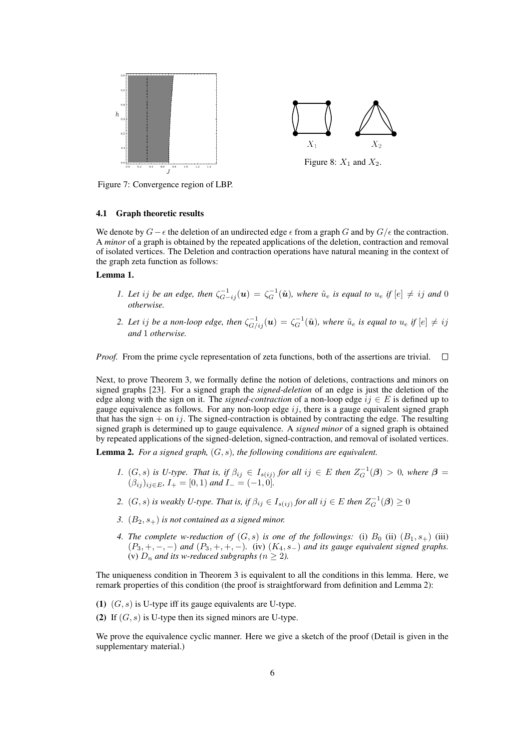Figure 7: Convergence region of LBP.

Figure 8: $X_1$ and $X_2$.

### 4.1 Graph theoretic results

We denote by $G - \epsilon$ the deletion of an undirected edge $\epsilon$ from a graph $G$ and by $G/\epsilon$ the contraction. A *minor* of a graph is obtained by the repeated applications of the deletion, contraction and removal of isolated vertices. The Deletion and contraction operations have natural meaning in the context of the graph zeta function as follows:

**Lemma 1.**

1. *Let $ij$ be an edge, then $\zeta^{-1}_{G-ij}(\boldsymbol{u}) = \zeta^{-1}_{G}(\tilde{\boldsymbol{u}})$, where $\tilde{u}_e$ is equal to $u_e$ if $[e] \neq ij$ and $0$ otherwise.*
2. *Let $ij$ be a non-loop edge, then $\zeta^{-1}_{G/ij}(\boldsymbol{u}) = \zeta^{-1}_{G}(\tilde{\boldsymbol{u}})$, where $\tilde{u}_e$ is equal to $u_e$ if $[e] \neq ij$ and $1$ otherwise.*

*Proof.* From the prime cycle representation of zeta functions, both of the assertions are trivial. □

Next, to prove Theorem 3, we formally define the notion of deletions, contractions and minors on signed graphs [23]. For a signed graph the *signed-deletion* of an edge is just the deletion of the edge along with the sign on it. The *signed-contraction* of a non-loop edge $ij \in E$ is defined up to gauge equivalence as follows. For any non-loop edge $ij$, there is a gauge equivalent signed graph that has the sign $+$ on $ij$. The signed-contraction is obtained by contracting the edge. The resulting signed graph is determined up to gauge equivalence. A *signed minor* of a signed graph is obtained by repeated applications of the signed-deletion, signed-contraction, and removal of isolated vertices.

**Lemma 2.** *For a signed graph, $(G, s)$, the following conditions are equivalent.*

1. *$(G, s)$ is U-type. That is, if $\beta_{ij} \in I_{s(ij)}$ for all $ij \in E$ then $Z^{-1}_{G}(\boldsymbol{\beta}) > 0$, where $\boldsymbol{\beta} = (\beta_{ij})_{ij \in E}$, $I_{+} = [0, 1)$ and $I_{-} = (-1, 0]$.*
2. *$(G, s)$ is weakly U-type. That is, if $\beta_{ij} \in I_{s(ij)}$ for all $ij \in E$ then $Z^{-1}_{G}(\boldsymbol{\beta}) \geq 0$*
3. *$(B_2, s_{+})$ is not contained as a signed minor.*
4. *The complete w-reduction of $(G, s)$ is one of the followings: (i) $B_0$ (ii) $(B_1, s_{+})$ (iii) $(P_3, +, -, -)$ and $(P_3, +, +, -)$. (iv) $(K_4, s_{-})$ and its gauge equivalent signed graphs. (v) $D_n$ and its w-reduced subgraphs ($n \geq 2$).*

The uniqueness condition in Theorem 3 is equivalent to all the conditions in this lemma. Here, we remark properties of this condition (the proof is straightforward from definition and Lemma 2):

**(1)** $(G, s)$ is U-type iff its gauge equivalents are U-type.

**(2)** If $(G, s)$ is U-type then its signed minors are U-type.

We prove the equivalence cyclic manner. Here we give a sketch of the proof (Detail is given in the supplementary material.)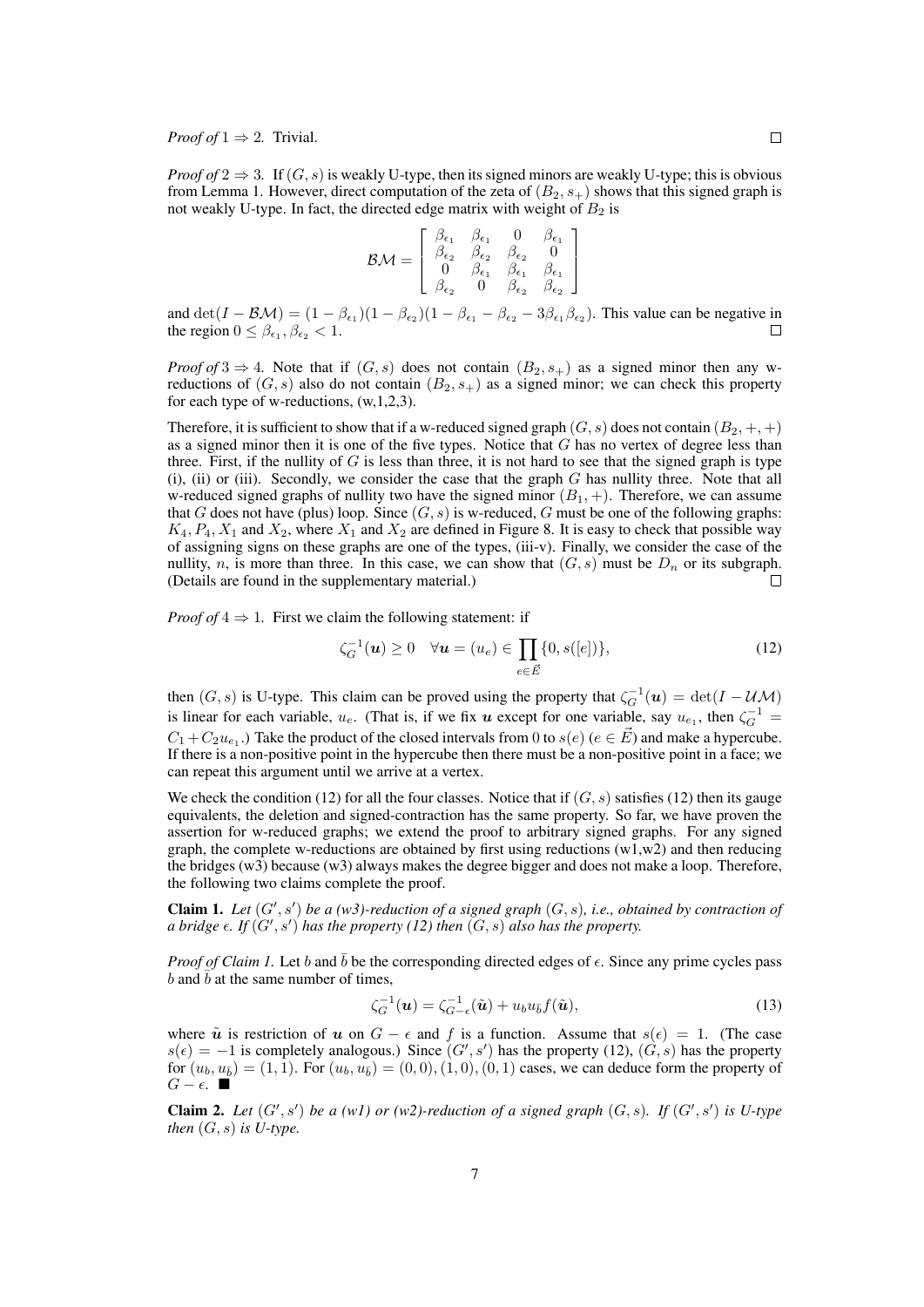*Proof of* $1 \Rightarrow 2$. Trivial. □

*Proof of* $2 \Rightarrow 3$. If $(G, s)$ is weakly U-type, then its signed minors are weakly U-type; this is obvious from Lemma 1. However, direct computation of the zeta of $(B_2, s_+)$ shows that this signed graph is not weakly U-type. In fact, the directed edge matrix with weight of $B_2$ is

$$\mathcal{BM} = \begin{bmatrix} \beta_{\epsilon_1} & \beta_{\epsilon_1} & 0 & \beta_{\epsilon_1} \\ \beta_{\epsilon_2} & \beta_{\epsilon_2} & \beta_{\epsilon_2} & 0 \\ 0 & \beta_{\epsilon_1} & \beta_{\epsilon_1} & \beta_{\epsilon_1} \\ \beta_{\epsilon_2} & 0 & \beta_{\epsilon_2} & \beta_{\epsilon_2} \end{bmatrix}$$

and $\det(I - \mathcal{BM}) = (1 - \beta_{\epsilon_1})(1 - \beta_{\epsilon_2})(1 - \beta_{\epsilon_1} - \beta_{\epsilon_2} - 3\beta_{\epsilon_1}\beta_{\epsilon_2})$. This value can be negative in the region $0 \leq \beta_{\epsilon_1}, \beta_{\epsilon_2} < 1$. □

*Proof of* $3 \Rightarrow 4$. Note that if $(G, s)$ does not contain $(B_2, s_+)$ as a signed minor then any w-reductions of $(G, s)$ also do not contain $(B_2, s_+)$ as a signed minor; we can check this property for each type of w-reductions, (w,1,2,3).

Therefore, it is sufficient to show that if a w-reduced signed graph $(G, s)$ does not contain $(B_2, +, +)$ as a signed minor then it is one of the five types. Notice that $G$ has no vertex of degree less than three. First, if the nullity of $G$ is less than three, it is not hard to see that the signed graph is type (i), (ii) or (iii). Secondly, we consider the case that the graph $G$ has nullity three. Note that all w-reduced signed graphs of nullity two have the signed minor $(B_1, +)$. Therefore, we can assume that $G$ does not have (plus) loop. Since $(G, s)$ is w-reduced, $G$ must be one of the following graphs: $K_4, P_4, X_1$ and $X_2$, where $X_1$ and $X_2$ are defined in Figure 8. It is easy to check that possible way of assigning signs on these graphs are one of the types, (iii-v). Finally, we consider the case of the nullity, $n$, is more than three. In this case, we can show that $(G, s)$ must be $D_n$ or its subgraph. (Details are found in the supplementary material.) □

*Proof of* $4 \Rightarrow 1$. First we claim the following statement: if

$$\zeta_G^{-1}(\boldsymbol{u}) \geq 0 \quad \forall \boldsymbol{u} = (u_e) \in \prod_{e \in \vec{E}} \{0, s([e])\}, \tag{12}$$

then $(G, s)$ is U-type. This claim can be proved using the property that $\zeta_G^{-1}(\boldsymbol{u}) = \det(I - \mathcal{UM})$ is linear for each variable, $u_e$. (That is, if we fix $\boldsymbol{u}$ except for one variable, say $u_{e_1}$, then $\zeta_G^{-1} = C_1 + C_2 u_{e_1}$.) Take the product of the closed intervals from 0 to $s(e)$ ($e \in \vec{E}$) and make a hypercube. If there is a non-positive point in the hypercube then there must be a non-positive point in a face; we can repeat this argument until we arrive at a vertex.

We check the condition (12) for all the four classes. Notice that if $(G, s)$ satisfies (12) then its gauge equivalents, the deletion and signed-contraction has the same property. So far, we have proven the assertion for w-reduced graphs; we extend the proof to arbitrary signed graphs. For any signed graph, the complete w-reductions are obtained by first using reductions (w1,w2) and then reducing the bridges (w3) because (w3) always makes the degree bigger and does not make a loop. Therefore, the following two claims complete the proof.

**Claim 1.** *Let $(G', s')$ be a (w3)-reduction of a signed graph $(G, s)$, i.e., obtained by contraction of a bridge $\epsilon$. If $(G', s')$ has the property (12) then $(G, s)$ also has the property.*

*Proof of Claim 1.* Let $b$ and $\bar{b}$ be the corresponding directed edges of $\epsilon$. Since any prime cycles pass $b$ and $\bar{b}$ at the same number of times,

$$\zeta_G^{-1}(\boldsymbol{u}) = \zeta_{G-\epsilon}^{-1}(\tilde{\boldsymbol{u}}) + u_b u_{\bar{b}} f(\tilde{\boldsymbol{u}}), \tag{13}$$

where $\tilde{\boldsymbol{u}}$ is restriction of $\boldsymbol{u}$ on $G - \epsilon$ and $f$ is a function. Assume that $s(\epsilon) = 1$. (The case $s(\epsilon) = -1$ is completely analogous.) Since $(G', s')$ has the property (12), $(G, s)$ has the property for $(u_b, u_{\bar{b}}) = (1, 1)$. For $(u_b, u_{\bar{b}}) = (0, 0), (1, 0), (0, 1)$ cases, we can deduce form the property of $G - \epsilon$. ■

**Claim 2.** *Let $(G', s')$ be a (w1) or (w2)-reduction of a signed graph $(G, s)$. If $(G', s')$ is U-type then $(G, s)$ is U-type.*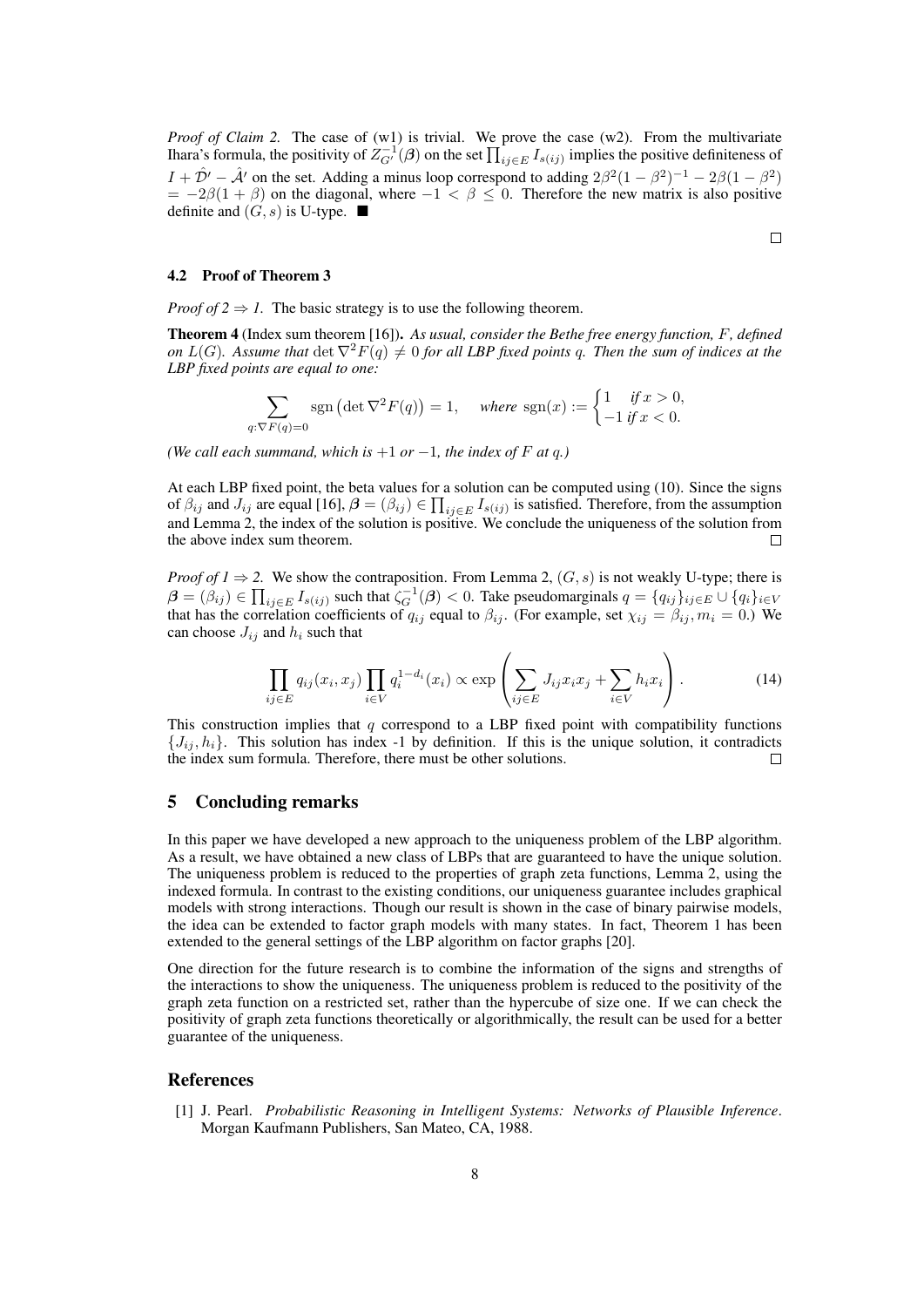*Proof of Claim 2.* The case of (w1) is trivial. We prove the case (w2). From the multivariate Ihara's formula, the positivity of $Z_{G'}^{-1}(\boldsymbol{\beta})$ on the set $\prod_{ij \in E} I_{s(ij)}$ implies the positive definiteness of $I + \hat{\mathcal{D}}' - \hat{\mathcal{A}}'$ on the set. Adding a minus loop correspond to adding $2\beta^2(1-\beta^2)^{-1} - 2\beta(1-\beta^2)$ $= -2\beta(1+\beta)$ on the diagonal, where $-1 < \beta \leq 0$. Therefore the new matrix is also positive definite and $(G, s)$ is U-type. ■

□

### 4.2 Proof of Theorem 3

*Proof of 2 ⇒ 1.* The basic strategy is to use the following theorem.

**Theorem 4** (Index sum theorem [16])**.** *As usual, consider the Bethe free energy function, $F$, defined on $L(G)$. Assume that $\det \nabla^2 F(q) \neq 0$ for all LBP fixed points $q$. Then the sum of indices at the LBP fixed points are equal to one:*

$$\sum_{q : \nabla F(q) = 0} \operatorname{sgn}\left(\det \nabla^2 F(q)\right) = 1, \quad \textit{where } \operatorname{sgn}(x) := \begin{cases} 1 & \textit{if } x > 0, \\ -1 & \textit{if } x < 0. \end{cases}$$

*(We call each summand, which is $+1$ or $-1$, the index of $F$ at $q$.)*

At each LBP fixed point, the beta values for a solution can be computed using (10). Since the signs of $\beta_{ij}$ and $J_{ij}$ are equal [16], $\boldsymbol{\beta} = (\beta_{ij}) \in \prod_{ij \in E} I_{s(ij)}$ is satisfied. Therefore, from the assumption and Lemma 2, the index of the solution is positive. We conclude the uniqueness of the solution from the above index sum theorem. □

*Proof of 1 ⇒ 2.* We show the contraposition. From Lemma 2, $(G, s)$ is not weakly U-type; there is $\boldsymbol{\beta} = (\beta_{ij}) \in \prod_{ij \in E} I_{s(ij)}$ such that $\zeta_G^{-1}(\boldsymbol{\beta}) < 0$. Take pseudomarginals $q = \{q_{ij}\}_{ij \in E} \cup \{q_i\}_{i \in V}$ that has the correlation coefficients of $q_{ij}$ equal to $\beta_{ij}$. (For example, set $\chi_{ij} = \beta_{ij}, m_i = 0$.) We can choose $J_{ij}$ and $h_i$ such that

$$\prod_{ij \in E} q_{ij}(x_i, x_j) \prod_{i \in V} q_i^{1-d_i}(x_i) \propto \exp\left(\sum_{ij \in E} J_{ij} x_i x_j + \sum_{i \in V} h_i x_i\right). \tag{14}$$

This construction implies that $q$ correspond to a LBP fixed point with compatibility functions $\{J_{ij}, h_i\}$. This solution has index -1 by definition. If this is the unique solution, it contradicts the index sum formula. Therefore, there must be other solutions. □

## 5 Concluding remarks

In this paper we have developed a new approach to the uniqueness problem of the LBP algorithm. As a result, we have obtained a new class of LBPs that are guaranteed to have the unique solution. The uniqueness problem is reduced to the properties of graph zeta functions, Lemma 2, using the indexed formula. In contrast to the existing conditions, our uniqueness guarantee includes graphical models with strong interactions. Though our result is shown in the case of binary pairwise models, the idea can be extended to factor graph models with many states. In fact, Theorem 1 has been extended to the general settings of the LBP algorithm on factor graphs [20].

One direction for the future research is to combine the information of the signs and strengths of the interactions to show the uniqueness. The uniqueness problem is reduced to the positivity of the graph zeta function on a restricted set, rather than the hypercube of size one. If we can check the positivity of graph zeta functions theoretically or algorithmically, the result can be used for a better guarantee of the uniqueness.

## References

[1] J. Pearl. *Probabilistic Reasoning in Intelligent Systems: Networks of Plausible Inference*. Morgan Kaufmann Publishers, San Mateo, CA, 1988.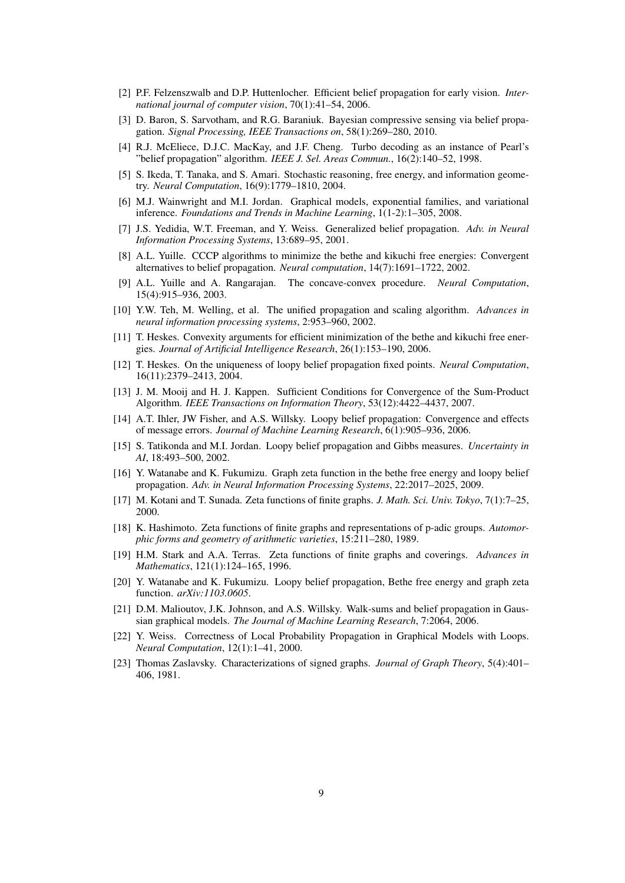[2] P.F. Felzenszwalb and D.P. Huttenlocher. Efficient belief propagation for early vision. *International journal of computer vision*, 70(1):41–54, 2006.

[3] D. Baron, S. Sarvotham, and R.G. Baraniuk. Bayesian compressive sensing via belief propagation. *Signal Processing, IEEE Transactions on*, 58(1):269–280, 2010.

[4] R.J. McEliece, D.J.C. MacKay, and J.F. Cheng. Turbo decoding as an instance of Pearl's "belief propagation" algorithm. *IEEE J. Sel. Areas Commun.*, 16(2):140–52, 1998.

[5] S. Ikeda, T. Tanaka, and S. Amari. Stochastic reasoning, free energy, and information geometry. *Neural Computation*, 16(9):1779–1810, 2004.

[6] M.J. Wainwright and M.I. Jordan. Graphical models, exponential families, and variational inference. *Foundations and Trends in Machine Learning*, 1(1-2):1–305, 2008.

[7] J.S. Yedidia, W.T. Freeman, and Y. Weiss. Generalized belief propagation. *Adv. in Neural Information Processing Systems*, 13:689–95, 2001.

[8] A.L. Yuille. CCCP algorithms to minimize the bethe and kikuchi free energies: Convergent alternatives to belief propagation. *Neural computation*, 14(7):1691–1722, 2002.

[9] A.L. Yuille and A. Rangarajan. The concave-convex procedure. *Neural Computation*, 15(4):915–936, 2003.

[10] Y.W. Teh, M. Welling, et al. The unified propagation and scaling algorithm. *Advances in neural information processing systems*, 2:953–960, 2002.

[11] T. Heskes. Convexity arguments for efficient minimization of the bethe and kikuchi free energies. *Journal of Artificial Intelligence Research*, 26(1):153–190, 2006.

[12] T. Heskes. On the uniqueness of loopy belief propagation fixed points. *Neural Computation*, 16(11):2379–2413, 2004.

[13] J. M. Mooij and H. J. Kappen. Sufficient Conditions for Convergence of the Sum-Product Algorithm. *IEEE Transactions on Information Theory*, 53(12):4422–4437, 2007.

[14] A.T. Ihler, JW Fisher, and A.S. Willsky. Loopy belief propagation: Convergence and effects of message errors. *Journal of Machine Learning Research*, 6(1):905–936, 2006.

[15] S. Tatikonda and M.I. Jordan. Loopy belief propagation and Gibbs measures. *Uncertainty in AI*, 18:493–500, 2002.

[16] Y. Watanabe and K. Fukumizu. Graph zeta function in the bethe free energy and loopy belief propagation. *Adv. in Neural Information Processing Systems*, 22:2017–2025, 2009.

[17] M. Kotani and T. Sunada. Zeta functions of finite graphs. *J. Math. Sci. Univ. Tokyo*, 7(1):7–25, 2000.

[18] K. Hashimoto. Zeta functions of finite graphs and representations of p-adic groups. *Automorphic forms and geometry of arithmetic varieties*, 15:211–280, 1989.

[19] H.M. Stark and A.A. Terras. Zeta functions of finite graphs and coverings. *Advances in Mathematics*, 121(1):124–165, 1996.

[20] Y. Watanabe and K. Fukumizu. Loopy belief propagation, Bethe free energy and graph zeta function. *arXiv:1103.0605*.

[21] D.M. Malioutov, J.K. Johnson, and A.S. Willsky. Walk-sums and belief propagation in Gaussian graphical models. *The Journal of Machine Learning Research*, 7:2064, 2006.

[22] Y. Weiss. Correctness of Local Probability Propagation in Graphical Models with Loops. *Neural Computation*, 12(1):1–41, 2000.

[23] Thomas Zaslavsky. Characterizations of signed graphs. *Journal of Graph Theory*, 5(4):401–406, 1981.